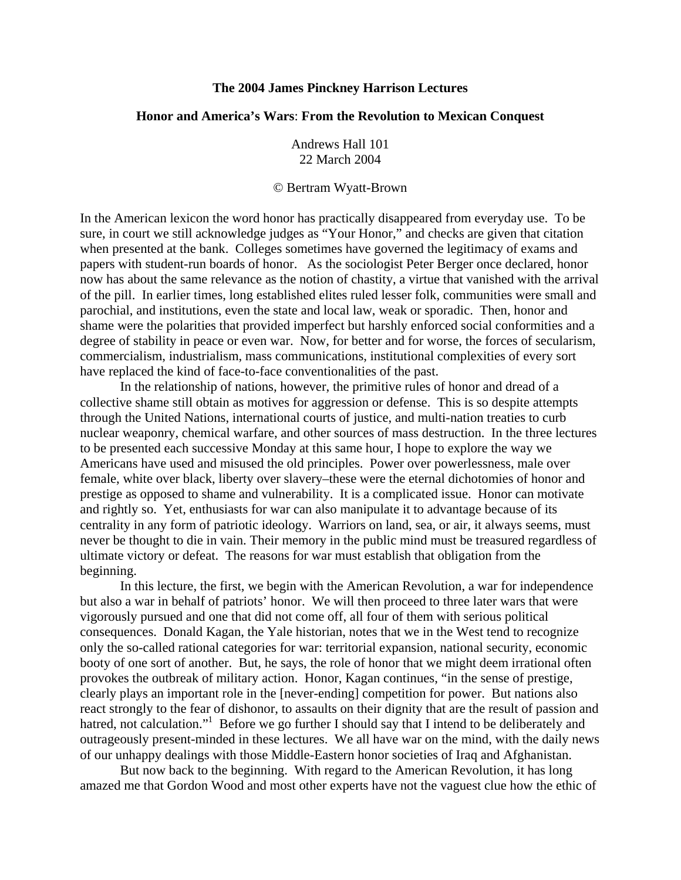**The 2004 James Pinckney Harrison Lectures**

**Honor and America's Wars: From the Revolution to Mexican Conquest**

Andrews Hall 101
22 March 2004

© Bertram Wyatt-Brown

In the American lexicon the word honor has practically disappeared from everyday use. To be sure, in court we still acknowledge judges as "Your Honor," and checks are given that citation when presented at the bank. Colleges sometimes have governed the legitimacy of exams and papers with student-run boards of honor. As the sociologist Peter Berger once declared, honor now has about the same relevance as the notion of chastity, a virtue that vanished with the arrival of the pill. In earlier times, long established elites ruled lesser folk, communities were small and parochial, and institutions, even the state and local law, weak or sporadic. Then, honor and shame were the polarities that provided imperfect but harshly enforced social conformities and a degree of stability in peace or even war. Now, for better and for worse, the forces of secularism, commercialism, industrialism, mass communications, institutional complexities of every sort have replaced the kind of face-to-face conventionalities of the past.

In the relationship of nations, however, the primitive rules of honor and dread of a collective shame still obtain as motives for aggression or defense. This is so despite attempts through the United Nations, international courts of justice, and multi-nation treaties to curb nuclear weaponry, chemical warfare, and other sources of mass destruction. In the three lectures to be presented each successive Monday at this same hour, I hope to explore the way we Americans have used and misused the old principles. Power over powerlessness, male over female, white over black, liberty over slavery–these were the eternal dichotomies of honor and prestige as opposed to shame and vulnerability. It is a complicated issue. Honor can motivate and rightly so. Yet, enthusiasts for war can also manipulate it to advantage because of its centrality in any form of patriotic ideology. Warriors on land, sea, or air, it always seems, must never be thought to die in vain. Their memory in the public mind must be treasured regardless of ultimate victory or defeat. The reasons for war must establish that obligation from the beginning.

In this lecture, the first, we begin with the American Revolution, a war for independence but also a war in behalf of patriots' honor. We will then proceed to three later wars that were vigorously pursued and one that did not come off, all four of them with serious political consequences. Donald Kagan, the Yale historian, notes that we in the West tend to recognize only the so-called rational categories for war: territorial expansion, national security, economic booty of one sort of another. But, he says, the role of honor that we might deem irrational often provokes the outbreak of military action. Honor, Kagan continues, "in the sense of prestige, clearly plays an important role in the [never-ending] competition for power. But nations also react strongly to the fear of dishonor, to assaults on their dignity that are the result of passion and hatred, not calculation."[1] Before we go further I should say that I intend to be deliberately and outrageously present-minded in these lectures. We all have war on the mind, with the daily news of our unhappy dealings with those Middle-Eastern honor societies of Iraq and Afghanistan.

But now back to the beginning. With regard to the American Revolution, it has long amazed me that Gordon Wood and most other experts have not the vaguest clue how the ethic of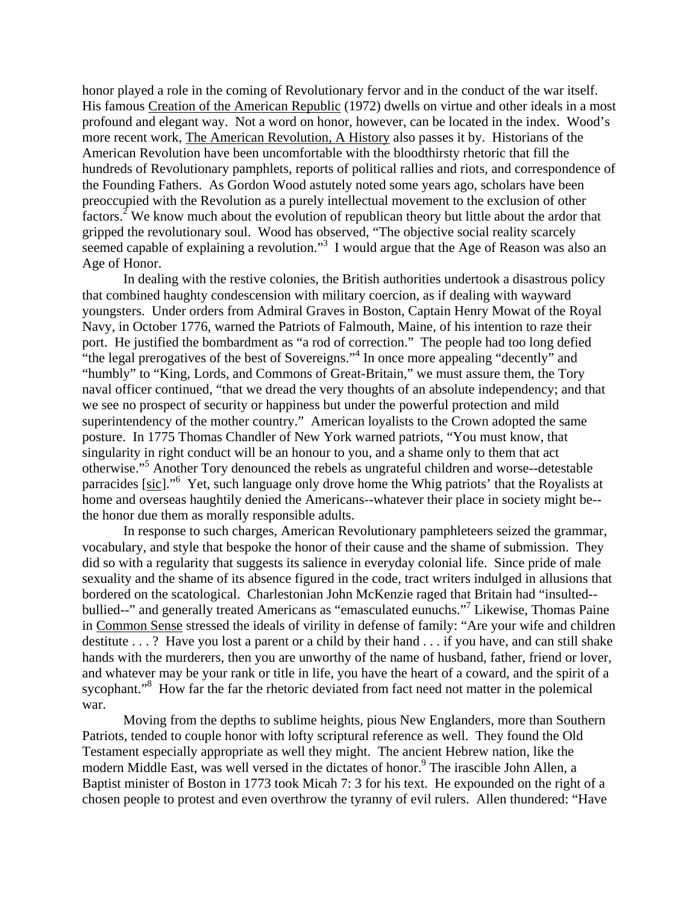honor played a role in the coming of Revolutionary fervor and in the conduct of the war itself. His famous Creation of the American Republic (1972) dwells on virtue and other ideals in a most profound and elegant way. Not a word on honor, however, can be located in the index. Wood's more recent work, The American Revolution, A History also passes it by. Historians of the American Revolution have been uncomfortable with the bloodthirsty rhetoric that fill the hundreds of Revolutionary pamphlets, reports of political rallies and riots, and correspondence of the Founding Fathers. As Gordon Wood astutely noted some years ago, scholars have been preoccupied with the Revolution as a purely intellectual movement to the exclusion of other factors.[2] We know much about the evolution of republican theory but little about the ardor that gripped the revolutionary soul. Wood has observed, "The objective social reality scarcely seemed capable of explaining a revolution."[3] I would argue that the Age of Reason was also an Age of Honor.

In dealing with the restive colonies, the British authorities undertook a disastrous policy that combined haughty condescension with military coercion, as if dealing with wayward youngsters. Under orders from Admiral Graves in Boston, Captain Henry Mowat of the Royal Navy, in October 1776, warned the Patriots of Falmouth, Maine, of his intention to raze their port. He justified the bombardment as "a rod of correction." The people had too long defied "the legal prerogatives of the best of Sovereigns."[4] In once more appealing "decently" and "humbly" to "King, Lords, and Commons of Great-Britain," we must assure them, the Tory naval officer continued, "that we dread the very thoughts of an absolute independency; and that we see no prospect of security or happiness but under the powerful protection and mild superintendency of the mother country." American loyalists to the Crown adopted the same posture. In 1775 Thomas Chandler of New York warned patriots, "You must know, that singularity in right conduct will be an honour to you, and a shame only to them that act otherwise."[5] Another Tory denounced the rebels as ungrateful children and worse--detestable parracides [sic]."[6] Yet, such language only drove home the Whig patriots' that the Royalists at home and overseas haughtily denied the Americans--whatever their place in society might be--the honor due them as morally responsible adults.

In response to such charges, American Revolutionary pamphleteers seized the grammar, vocabulary, and style that bespoke the honor of their cause and the shame of submission. They did so with a regularity that suggests its salience in everyday colonial life. Since pride of male sexuality and the shame of its absence figured in the code, tract writers indulged in allusions that bordered on the scatological. Charlestonian John McKenzie raged that Britain had "insulted--bullied--" and generally treated Americans as "emasculated eunuchs."[7] Likewise, Thomas Paine in Common Sense stressed the ideals of virility in defense of family: "Are your wife and children destitute . . . ? Have you lost a parent or a child by their hand . . . if you have, and can still shake hands with the murderers, then you are unworthy of the name of husband, father, friend or lover, and whatever may be your rank or title in life, you have the heart of a coward, and the spirit of a sycophant."[8] How far the far the rhetoric deviated from fact need not matter in the polemical war.

Moving from the depths to sublime heights, pious New Englanders, more than Southern Patriots, tended to couple honor with lofty scriptural reference as well. They found the Old Testament especially appropriate as well they might. The ancient Hebrew nation, like the modern Middle East, was well versed in the dictates of honor.[9] The irascible John Allen, a Baptist minister of Boston in 1773 took Micah 7: 3 for his text. He expounded on the right of a chosen people to protest and even overthrow the tyranny of evil rulers. Allen thundered: "Have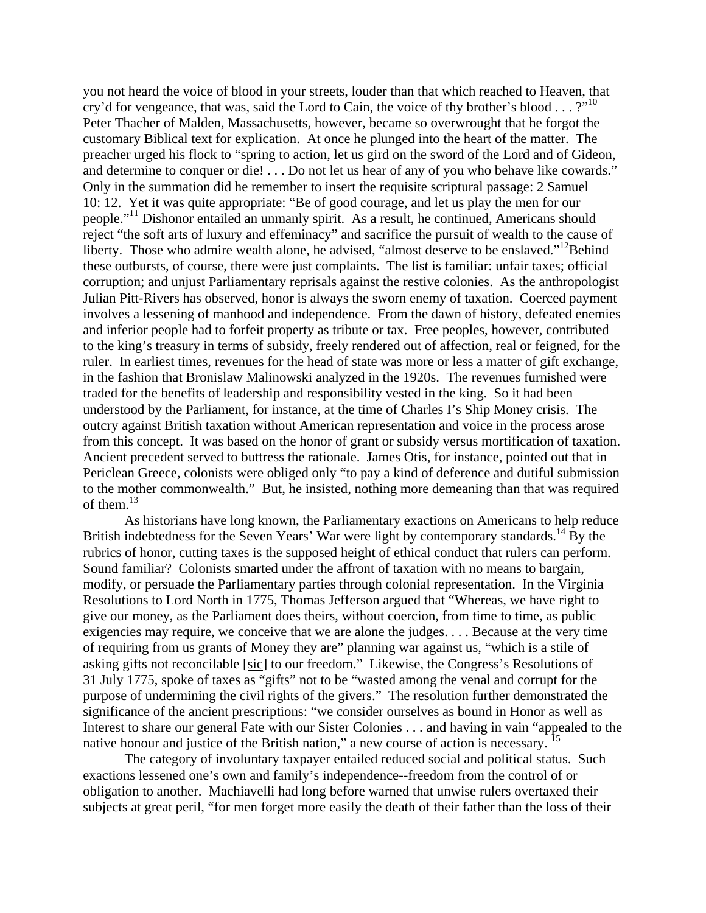you not heard the voice of blood in your streets, louder than that which reached to Heaven, that cry'd for vengeance, that was, said the Lord to Cain, the voice of thy brother's blood . . . ?"[10] Peter Thacher of Malden, Massachusetts, however, became so overwrought that he forgot the customary Biblical text for explication. At once he plunged into the heart of the matter. The preacher urged his flock to "spring to action, let us gird on the sword of the Lord and of Gideon, and determine to conquer or die! . . . Do not let us hear of any of you who behave like cowards." Only in the summation did he remember to insert the requisite scriptural passage: 2 Samuel 10: 12. Yet it was quite appropriate: "Be of good courage, and let us play the men for our people."[11] Dishonor entailed an unmanly spirit. As a result, he continued, Americans should reject "the soft arts of luxury and effeminacy" and sacrifice the pursuit of wealth to the cause of liberty. Those who admire wealth alone, he advised, "almost deserve to be enslaved."[12]Behind these outbursts, of course, there were just complaints. The list is familiar: unfair taxes; official corruption; and unjust Parliamentary reprisals against the restive colonies. As the anthropologist Julian Pitt-Rivers has observed, honor is always the sworn enemy of taxation. Coerced payment involves a lessening of manhood and independence. From the dawn of history, defeated enemies and inferior people had to forfeit property as tribute or tax. Free peoples, however, contributed to the king's treasury in terms of subsidy, freely rendered out of affection, real or feigned, for the ruler. In earliest times, revenues for the head of state was more or less a matter of gift exchange, in the fashion that Bronislaw Malinowski analyzed in the 1920s. The revenues furnished were traded for the benefits of leadership and responsibility vested in the king. So it had been understood by the Parliament, for instance, at the time of Charles I's Ship Money crisis. The outcry against British taxation without American representation and voice in the process arose from this concept. It was based on the honor of grant or subsidy versus mortification of taxation. Ancient precedent served to buttress the rationale. James Otis, for instance, pointed out that in Periclean Greece, colonists were obliged only "to pay a kind of deference and dutiful submission to the mother commonwealth." But, he insisted, nothing more demeaning than that was required of them.[13]

As historians have long known, the Parliamentary exactions on Americans to help reduce British indebtedness for the Seven Years' War were light by contemporary standards.[14] By the rubrics of honor, cutting taxes is the supposed height of ethical conduct that rulers can perform. Sound familiar? Colonists smarted under the affront of taxation with no means to bargain, modify, or persuade the Parliamentary parties through colonial representation. In the Virginia Resolutions to Lord North in 1775, Thomas Jefferson argued that "Whereas, we have right to give our money, as the Parliament does theirs, without coercion, from time to time, as public exigencies may require, we conceive that we are alone the judges. . . . Because at the very time of requiring from us grants of Money they are" planning war against us, "which is a stile of asking gifts not reconcilable [sic] to our freedom." Likewise, the Congress's Resolutions of 31 July 1775, spoke of taxes as "gifts" not to be "wasted among the venal and corrupt for the purpose of undermining the civil rights of the givers." The resolution further demonstrated the significance of the ancient prescriptions: "we consider ourselves as bound in Honor as well as Interest to share our general Fate with our Sister Colonies . . . and having in vain "appealed to the native honour and justice of the British nation," a new course of action is necessary. [15]

The category of involuntary taxpayer entailed reduced social and political status. Such exactions lessened one's own and family's independence--freedom from the control of or obligation to another. Machiavelli had long before warned that unwise rulers overtaxed their subjects at great peril, "for men forget more easily the death of their father than the loss of their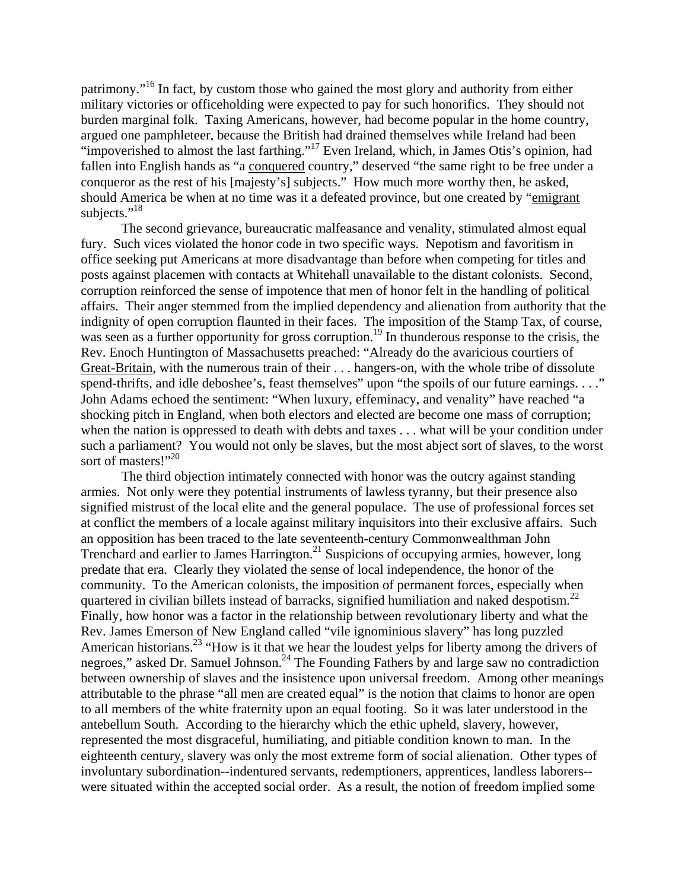patrimony."[16] In fact, by custom those who gained the most glory and authority from either military victories or officeholding were expected to pay for such honorifics. They should not burden marginal folk. Taxing Americans, however, had become popular in the home country, argued one pamphleteer, because the British had drained themselves while Ireland had been "impoverished to almost the last farthing."[17] Even Ireland, which, in James Otis's opinion, had fallen into English hands as "a conquered country," deserved "the same right to be free under a conqueror as the rest of his [majesty's] subjects." How much more worthy then, he asked, should America be when at no time was it a defeated province, but one created by "emigrant subjects."[18]

The second grievance, bureaucratic malfeasance and venality, stimulated almost equal fury. Such vices violated the honor code in two specific ways. Nepotism and favoritism in office seeking put Americans at more disadvantage than before when competing for titles and posts against placemen with contacts at Whitehall unavailable to the distant colonists. Second, corruption reinforced the sense of impotence that men of honor felt in the handling of political affairs. Their anger stemmed from the implied dependency and alienation from authority that the indignity of open corruption flaunted in their faces. The imposition of the Stamp Tax, of course, was seen as a further opportunity for gross corruption.[19] In thunderous response to the crisis, the Rev. Enoch Huntington of Massachusetts preached: "Already do the avaricious courtiers of Great-Britain, with the numerous train of their . . . hangers-on, with the whole tribe of dissolute spend-thrifts, and idle deboshee's, feast themselves" upon "the spoils of our future earnings. . . ." John Adams echoed the sentiment: "When luxury, effeminacy, and venality" have reached "a shocking pitch in England, when both electors and elected are become one mass of corruption; when the nation is oppressed to death with debts and taxes . . . what will be your condition under such a parliament? You would not only be slaves, but the most abject sort of slaves, to the worst sort of masters!"[20]

The third objection intimately connected with honor was the outcry against standing armies. Not only were they potential instruments of lawless tyranny, but their presence also signified mistrust of the local elite and the general populace. The use of professional forces set at conflict the members of a locale against military inquisitors into their exclusive affairs. Such an opposition has been traced to the late seventeenth-century Commonwealthman John Trenchard and earlier to James Harrington.[21] Suspicions of occupying armies, however, long predate that era. Clearly they violated the sense of local independence, the honor of the community. To the American colonists, the imposition of permanent forces, especially when quartered in civilian billets instead of barracks, signified humiliation and naked despotism.[22] Finally, how honor was a factor in the relationship between revolutionary liberty and what the Rev. James Emerson of New England called "vile ignominious slavery" has long puzzled American historians.[23] "How is it that we hear the loudest yelps for liberty among the drivers of negroes," asked Dr. Samuel Johnson.[24] The Founding Fathers by and large saw no contradiction between ownership of slaves and the insistence upon universal freedom. Among other meanings attributable to the phrase "all men are created equal" is the notion that claims to honor are open to all members of the white fraternity upon an equal footing. So it was later understood in the antebellum South. According to the hierarchy which the ethic upheld, slavery, however, represented the most disgraceful, humiliating, and pitiable condition known to man. In the eighteenth century, slavery was only the most extreme form of social alienation. Other types of involuntary subordination--indentured servants, redemptioners, apprentices, landless laborers--were situated within the accepted social order. As a result, the notion of freedom implied some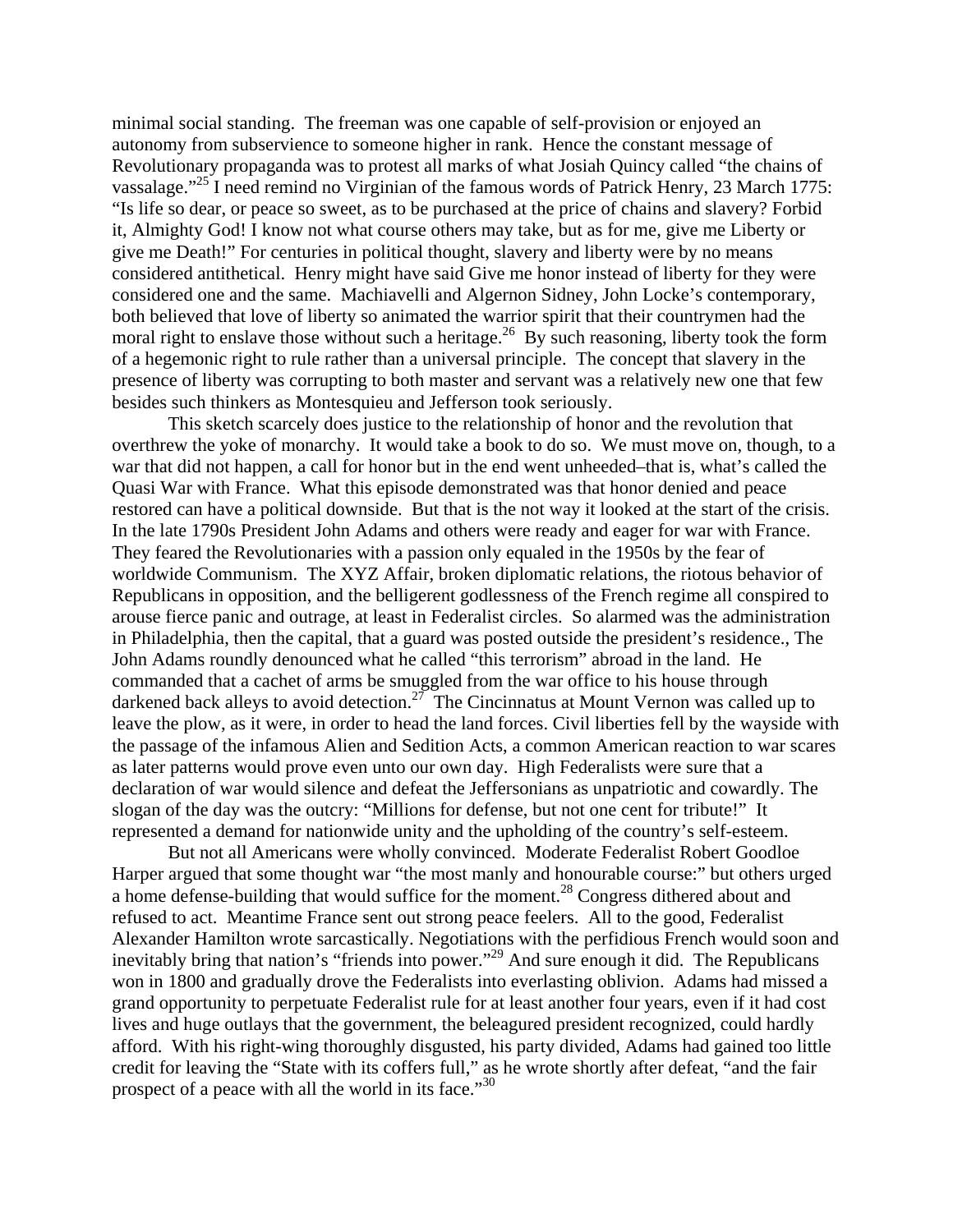minimal social standing. The freeman was one capable of self-provision or enjoyed an autonomy from subservience to someone higher in rank. Hence the constant message of Revolutionary propaganda was to protest all marks of what Josiah Quincy called "the chains of vassalage."[25] I need remind no Virginian of the famous words of Patrick Henry, 23 March 1775: "Is life so dear, or peace so sweet, as to be purchased at the price of chains and slavery? Forbid it, Almighty God! I know not what course others may take, but as for me, give me Liberty or give me Death!" For centuries in political thought, slavery and liberty were by no means considered antithetical. Henry might have said Give me honor instead of liberty for they were considered one and the same. Machiavelli and Algernon Sidney, John Locke's contemporary, both believed that love of liberty so animated the warrior spirit that their countrymen had the moral right to enslave those without such a heritage.[26] By such reasoning, liberty took the form of a hegemonic right to rule rather than a universal principle. The concept that slavery in the presence of liberty was corrupting to both master and servant was a relatively new one that few besides such thinkers as Montesquieu and Jefferson took seriously.

This sketch scarcely does justice to the relationship of honor and the revolution that overthrew the yoke of monarchy. It would take a book to do so. We must move on, though, to a war that did not happen, a call for honor but in the end went unheeded–that is, what's called the Quasi War with France. What this episode demonstrated was that honor denied and peace restored can have a political downside. But that is the not way it looked at the start of the crisis. In the late 1790s President John Adams and others were ready and eager for war with France. They feared the Revolutionaries with a passion only equaled in the 1950s by the fear of worldwide Communism. The XYZ Affair, broken diplomatic relations, the riotous behavior of Republicans in opposition, and the belligerent godlessness of the French regime all conspired to arouse fierce panic and outrage, at least in Federalist circles. So alarmed was the administration in Philadelphia, then the capital, that a guard was posted outside the president's residence., The John Adams roundly denounced what he called "this terrorism" abroad in the land. He commanded that a cachet of arms be smuggled from the war office to his house through darkened back alleys to avoid detection.[27] The Cincinnatus at Mount Vernon was called up to leave the plow, as it were, in order to head the land forces. Civil liberties fell by the wayside with the passage of the infamous Alien and Sedition Acts, a common American reaction to war scares as later patterns would prove even unto our own day. High Federalists were sure that a declaration of war would silence and defeat the Jeffersonians as unpatriotic and cowardly. The slogan of the day was the outcry: "Millions for defense, but not one cent for tribute!" It represented a demand for nationwide unity and the upholding of the country's self-esteem.

But not all Americans were wholly convinced. Moderate Federalist Robert Goodloe Harper argued that some thought war "the most manly and honourable course:" but others urged a home defense-building that would suffice for the moment.[28] Congress dithered about and refused to act. Meantime France sent out strong peace feelers. All to the good, Federalist Alexander Hamilton wrote sarcastically. Negotiations with the perfidious French would soon and inevitably bring that nation's "friends into power."[29] And sure enough it did. The Republicans won in 1800 and gradually drove the Federalists into everlasting oblivion. Adams had missed a grand opportunity to perpetuate Federalist rule for at least another four years, even if it had cost lives and huge outlays that the government, the beleagured president recognized, could hardly afford. With his right-wing thoroughly disgusted, his party divided, Adams had gained too little credit for leaving the "State with its coffers full," as he wrote shortly after defeat, "and the fair prospect of a peace with all the world in its face."[30]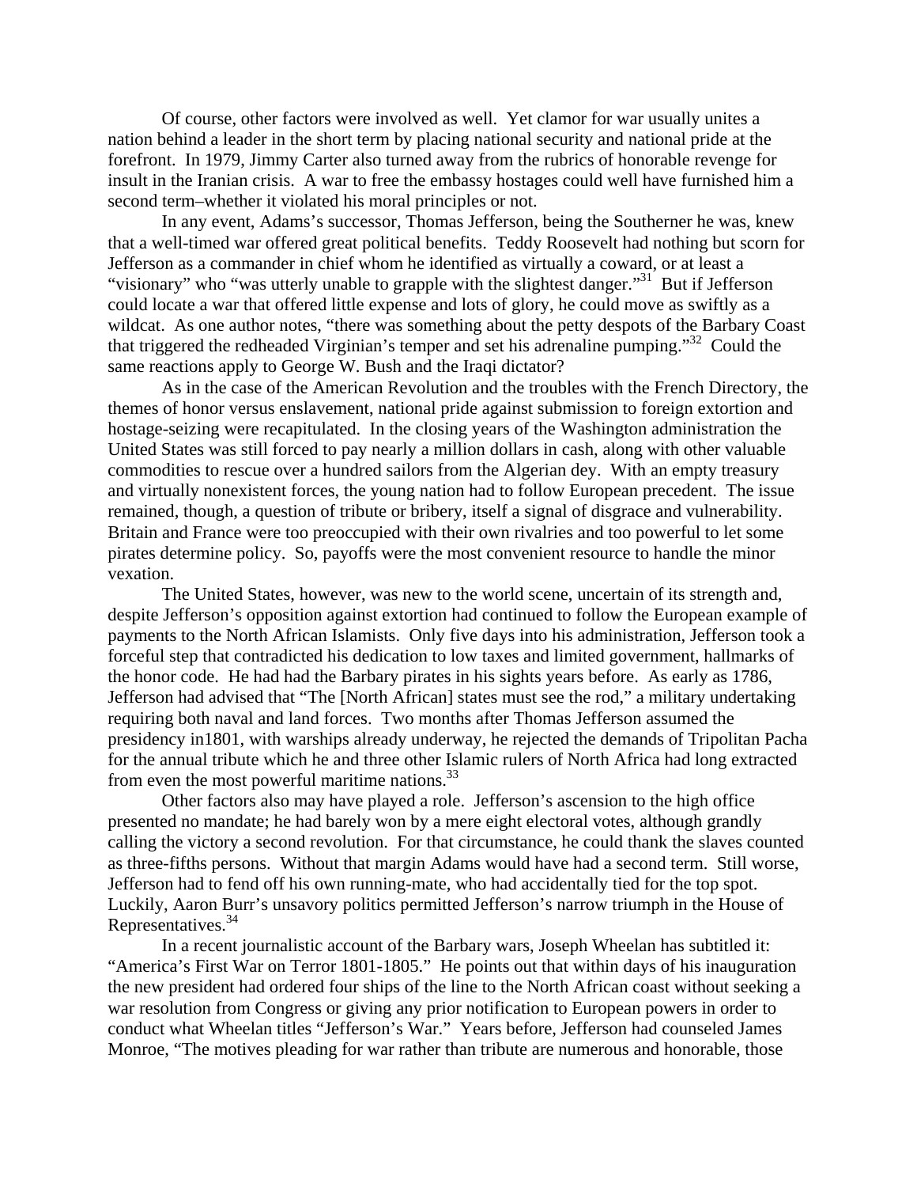Of course, other factors were involved as well. Yet clamor for war usually unites a nation behind a leader in the short term by placing national security and national pride at the forefront. In 1979, Jimmy Carter also turned away from the rubrics of honorable revenge for insult in the Iranian crisis. A war to free the embassy hostages could well have furnished him a second term–whether it violated his moral principles or not.

In any event, Adams's successor, Thomas Jefferson, being the Southerner he was, knew that a well-timed war offered great political benefits. Teddy Roosevelt had nothing but scorn for Jefferson as a commander in chief whom he identified as virtually a coward, or at least a "visionary" who "was utterly unable to grapple with the slightest danger."[31] But if Jefferson could locate a war that offered little expense and lots of glory, he could move as swiftly as a wildcat. As one author notes, "there was something about the petty despots of the Barbary Coast that triggered the redheaded Virginian's temper and set his adrenaline pumping."[32] Could the same reactions apply to George W. Bush and the Iraqi dictator?

As in the case of the American Revolution and the troubles with the French Directory, the themes of honor versus enslavement, national pride against submission to foreign extortion and hostage-seizing were recapitulated. In the closing years of the Washington administration the United States was still forced to pay nearly a million dollars in cash, along with other valuable commodities to rescue over a hundred sailors from the Algerian dey. With an empty treasury and virtually nonexistent forces, the young nation had to follow European precedent. The issue remained, though, a question of tribute or bribery, itself a signal of disgrace and vulnerability. Britain and France were too preoccupied with their own rivalries and too powerful to let some pirates determine policy. So, payoffs were the most convenient resource to handle the minor vexation.

The United States, however, was new to the world scene, uncertain of its strength and, despite Jefferson's opposition against extortion had continued to follow the European example of payments to the North African Islamists. Only five days into his administration, Jefferson took a forceful step that contradicted his dedication to low taxes and limited government, hallmarks of the honor code. He had had the Barbary pirates in his sights years before. As early as 1786, Jefferson had advised that "The [North African] states must see the rod," a military undertaking requiring both naval and land forces. Two months after Thomas Jefferson assumed the presidency in1801, with warships already underway, he rejected the demands of Tripolitan Pacha for the annual tribute which he and three other Islamic rulers of North Africa had long extracted from even the most powerful maritime nations.[33]

Other factors also may have played a role. Jefferson's ascension to the high office presented no mandate; he had barely won by a mere eight electoral votes, although grandly calling the victory a second revolution. For that circumstance, he could thank the slaves counted as three-fifths persons. Without that margin Adams would have had a second term. Still worse, Jefferson had to fend off his own running-mate, who had accidentally tied for the top spot. Luckily, Aaron Burr's unsavory politics permitted Jefferson's narrow triumph in the House of Representatives.[34]

In a recent journalistic account of the Barbary wars, Joseph Wheelan has subtitled it: "America's First War on Terror 1801-1805." He points out that within days of his inauguration the new president had ordered four ships of the line to the North African coast without seeking a war resolution from Congress or giving any prior notification to European powers in order to conduct what Wheelan titles "Jefferson's War." Years before, Jefferson had counseled James Monroe, "The motives pleading for war rather than tribute are numerous and honorable, those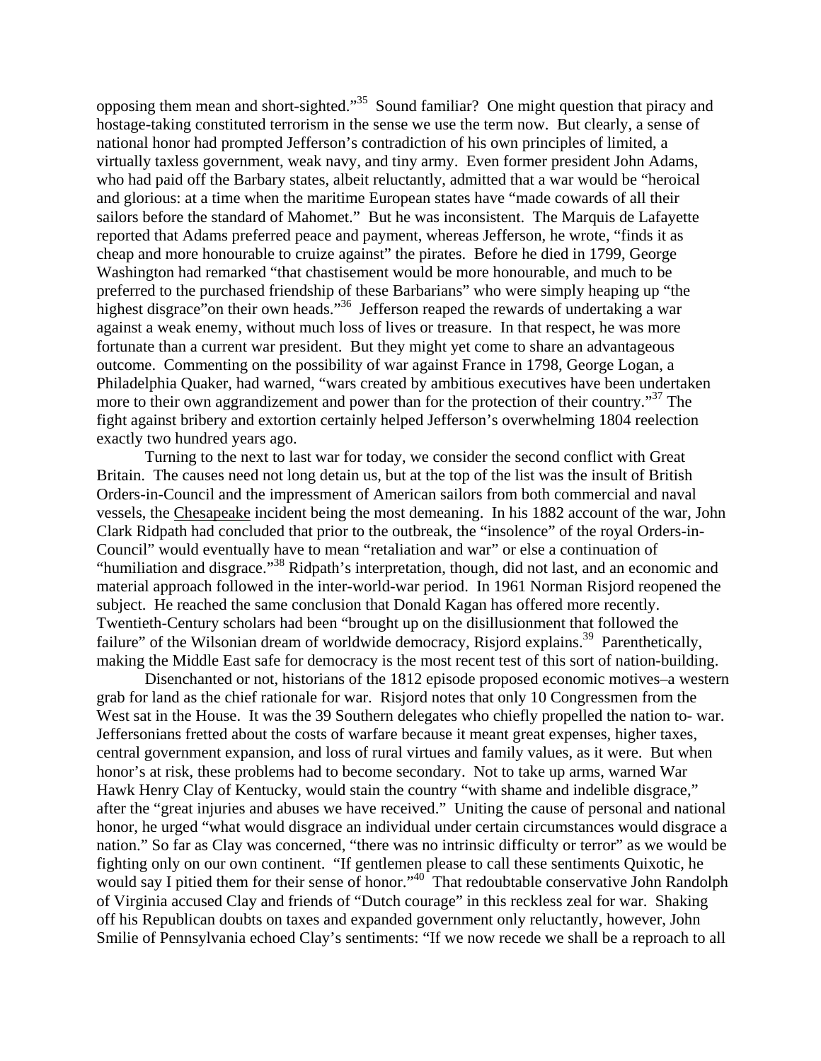opposing them mean and short-sighted."[35] Sound familiar? One might question that piracy and hostage-taking constituted terrorism in the sense we use the term now. But clearly, a sense of national honor had prompted Jefferson's contradiction of his own principles of limited, a virtually taxless government, weak navy, and tiny army. Even former president John Adams, who had paid off the Barbary states, albeit reluctantly, admitted that a war would be "heroical and glorious: at a time when the maritime European states have "made cowards of all their sailors before the standard of Mahomet." But he was inconsistent. The Marquis de Lafayette reported that Adams preferred peace and payment, whereas Jefferson, he wrote, "finds it as cheap and more honourable to cruize against" the pirates. Before he died in 1799, George Washington had remarked "that chastisement would be more honourable, and much to be preferred to the purchased friendship of these Barbarians" who were simply heaping up "the highest disgrace"on their own heads."[36] Jefferson reaped the rewards of undertaking a war against a weak enemy, without much loss of lives or treasure. In that respect, he was more fortunate than a current war president. But they might yet come to share an advantageous outcome. Commenting on the possibility of war against France in 1798, George Logan, a Philadelphia Quaker, had warned, "wars created by ambitious executives have been undertaken more to their own aggrandizement and power than for the protection of their country."[37] The fight against bribery and extortion certainly helped Jefferson's overwhelming 1804 reelection exactly two hundred years ago.

Turning to the next to last war for today, we consider the second conflict with Great Britain. The causes need not long detain us, but at the top of the list was the insult of British Orders-in-Council and the impressment of American sailors from both commercial and naval vessels, the Chesapeake incident being the most demeaning. In his 1882 account of the war, John Clark Ridpath had concluded that prior to the outbreak, the "insolence" of the royal Orders-in-Council" would eventually have to mean "retaliation and war" or else a continuation of "humiliation and disgrace."[38] Ridpath's interpretation, though, did not last, and an economic and material approach followed in the inter-world-war period. In 1961 Norman Risjord reopened the subject. He reached the same conclusion that Donald Kagan has offered more recently. Twentieth-Century scholars had been "brought up on the disillusionment that followed the failure" of the Wilsonian dream of worldwide democracy, Risjord explains.[39] Parenthetically, making the Middle East safe for democracy is the most recent test of this sort of nation-building.

Disenchanted or not, historians of the 1812 episode proposed economic motives–a western grab for land as the chief rationale for war. Risjord notes that only 10 Congressmen from the West sat in the House. It was the 39 Southern delegates who chiefly propelled the nation to- war. Jeffersonians fretted about the costs of warfare because it meant great expenses, higher taxes, central government expansion, and loss of rural virtues and family values, as it were. But when honor's at risk, these problems had to become secondary. Not to take up arms, warned War Hawk Henry Clay of Kentucky, would stain the country "with shame and indelible disgrace," after the "great injuries and abuses we have received." Uniting the cause of personal and national honor, he urged "what would disgrace an individual under certain circumstances would disgrace a nation." So far as Clay was concerned, "there was no intrinsic difficulty or terror" as we would be fighting only on our own continent. "If gentlemen please to call these sentiments Quixotic, he would say I pitied them for their sense of honor."[40] That redoubtable conservative John Randolph of Virginia accused Clay and friends of "Dutch courage" in this reckless zeal for war. Shaking off his Republican doubts on taxes and expanded government only reluctantly, however, John Smilie of Pennsylvania echoed Clay's sentiments: "If we now recede we shall be a reproach to all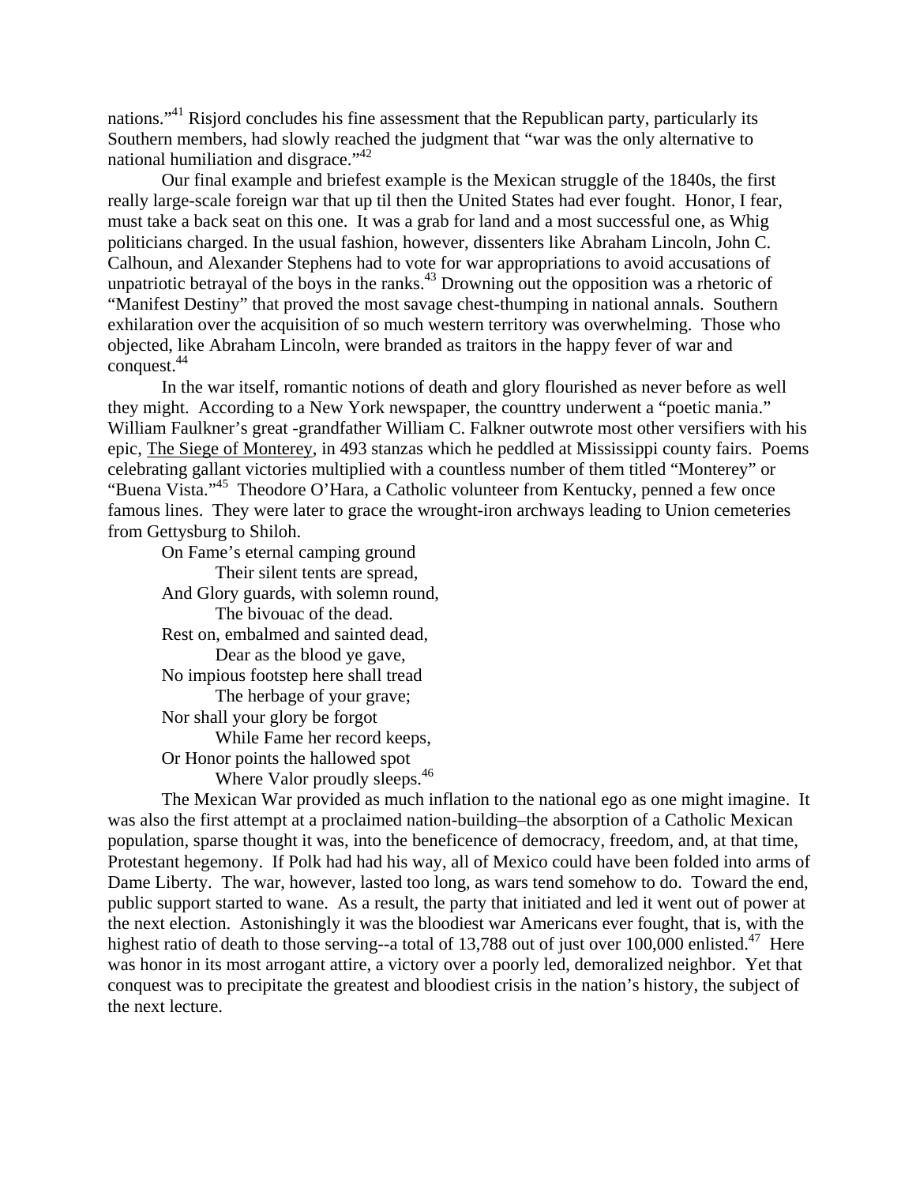nations."[41] Risjord concludes his fine assessment that the Republican party, particularly its Southern members, had slowly reached the judgment that "war was the only alternative to national humiliation and disgrace."[42]

Our final example and briefest example is the Mexican struggle of the 1840s, the first really large-scale foreign war that up til then the United States had ever fought. Honor, I fear, must take a back seat on this one. It was a grab for land and a most successful one, as Whig politicians charged. In the usual fashion, however, dissenters like Abraham Lincoln, John C. Calhoun, and Alexander Stephens had to vote for war appropriations to avoid accusations of unpatriotic betrayal of the boys in the ranks.[43] Drowning out the opposition was a rhetoric of "Manifest Destiny" that proved the most savage chest-thumping in national annals. Southern exhilaration over the acquisition of so much western territory was overwhelming. Those who objected, like Abraham Lincoln, were branded as traitors in the happy fever of war and conquest.[44]

In the war itself, romantic notions of death and glory flourished as never before as well they might. According to a New York newspaper, the counttry underwent a "poetic mania." William Faulkner's great -grandfather William C. Falkner outwrote most other versifiers with his epic, The Siege of Monterey, in 493 stanzas which he peddled at Mississippi county fairs. Poems celebrating gallant victories multiplied with a countless number of them titled "Monterey" or "Buena Vista."[45] Theodore O'Hara, a Catholic volunteer from Kentucky, penned a few once famous lines. They were later to grace the wrought-iron archways leading to Union cemeteries from Gettysburg to Shiloh.

> On Fame's eternal camping ground  
>   Their silent tents are spread,  
> And Glory guards, with solemn round,  
>   The bivouac of the dead.  
> Rest on, embalmed and sainted dead,  
>   Dear as the blood ye gave,  
> No impious footstep here shall tread  
>   The herbage of your grave;  
> Nor shall your glory be forgot  
>   While Fame her record keeps,  
> Or Honor points the hallowed spot  
>   Where Valor proudly sleeps.[46]

The Mexican War provided as much inflation to the national ego as one might imagine. It was also the first attempt at a proclaimed nation-building–the absorption of a Catholic Mexican population, sparse thought it was, into the beneficence of democracy, freedom, and, at that time, Protestant hegemony. If Polk had had his way, all of Mexico could have been folded into arms of Dame Liberty. The war, however, lasted too long, as wars tend somehow to do. Toward the end, public support started to wane. As a result, the party that initiated and led it went out of power at the next election. Astonishingly it was the bloodiest war Americans ever fought, that is, with the highest ratio of death to those serving--a total of 13,788 out of just over 100,000 enlisted.[47] Here was honor in its most arrogant attire, a victory over a poorly led, demoralized neighbor. Yet that conquest was to precipitate the greatest and bloodiest crisis in the nation's history, the subject of the next lecture.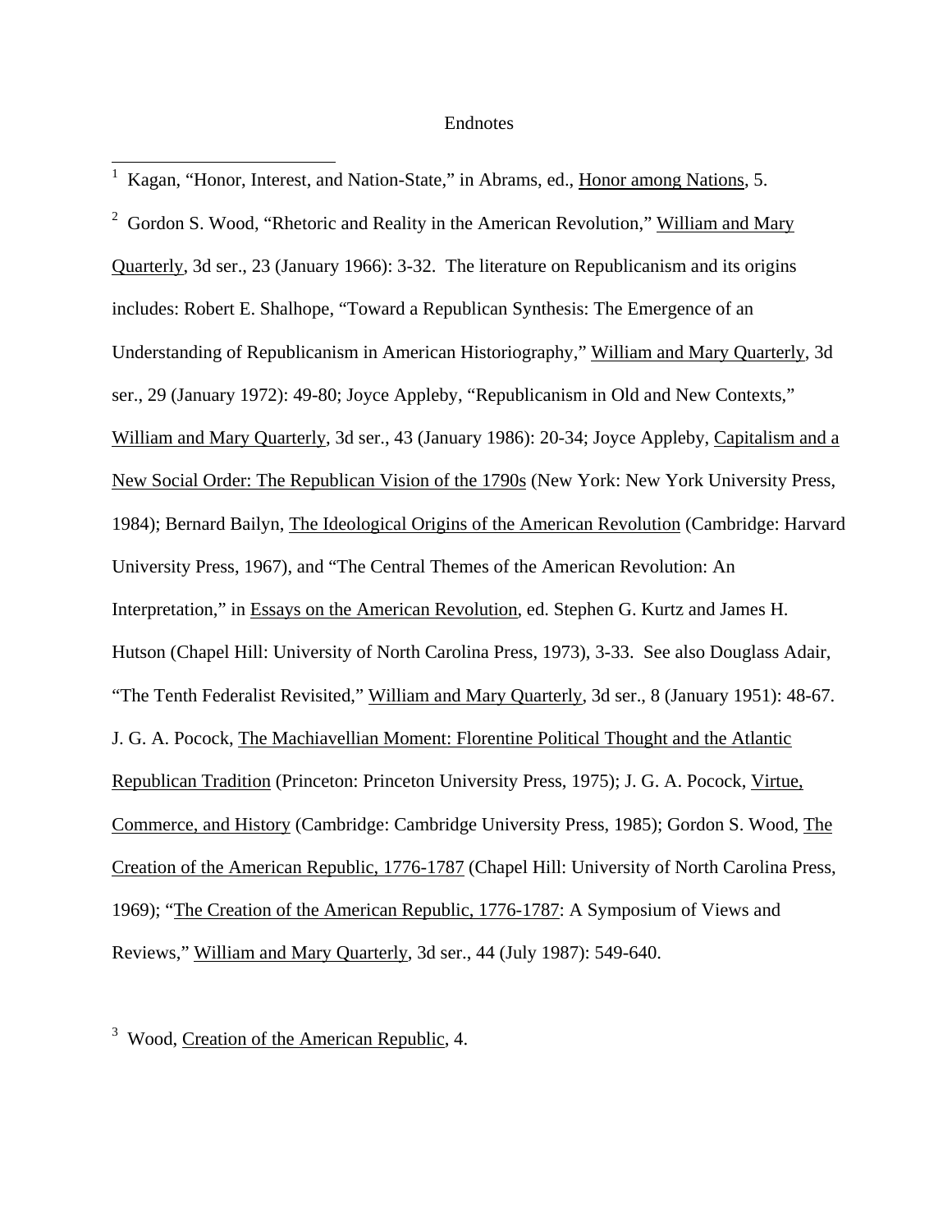# Endnotes

[1] Kagan, "Honor, Interest, and Nation-State," in Abrams, ed., Honor among Nations, 5.

[2] Gordon S. Wood, "Rhetoric and Reality in the American Revolution," William and Mary Quarterly, 3d ser., 23 (January 1966): 3-32. The literature on Republicanism and its origins includes: Robert E. Shalhope, "Toward a Republican Synthesis: The Emergence of an Understanding of Republicanism in American Historiography," William and Mary Quarterly, 3d ser., 29 (January 1972): 49-80; Joyce Appleby, "Republicanism in Old and New Contexts," William and Mary Quarterly, 3d ser., 43 (January 1986): 20-34; Joyce Appleby, Capitalism and a New Social Order: The Republican Vision of the 1790s (New York: New York University Press, 1984); Bernard Bailyn, The Ideological Origins of the American Revolution (Cambridge: Harvard University Press, 1967), and "The Central Themes of the American Revolution: An Interpretation," in Essays on the American Revolution, ed. Stephen G. Kurtz and James H. Hutson (Chapel Hill: University of North Carolina Press, 1973), 3-33. See also Douglass Adair, "The Tenth Federalist Revisited," William and Mary Quarterly, 3d ser., 8 (January 1951): 48-67. J. G. A. Pocock, The Machiavellian Moment: Florentine Political Thought and the Atlantic Republican Tradition (Princeton: Princeton University Press, 1975); J. G. A. Pocock, Virtue, Commerce, and History (Cambridge: Cambridge University Press, 1985); Gordon S. Wood, The Creation of the American Republic, 1776-1787 (Chapel Hill: University of North Carolina Press, 1969); "The Creation of the American Republic, 1776-1787: A Symposium of Views and Reviews," William and Mary Quarterly, 3d ser., 44 (July 1987): 549-640.

[3] Wood, Creation of the American Republic, 4.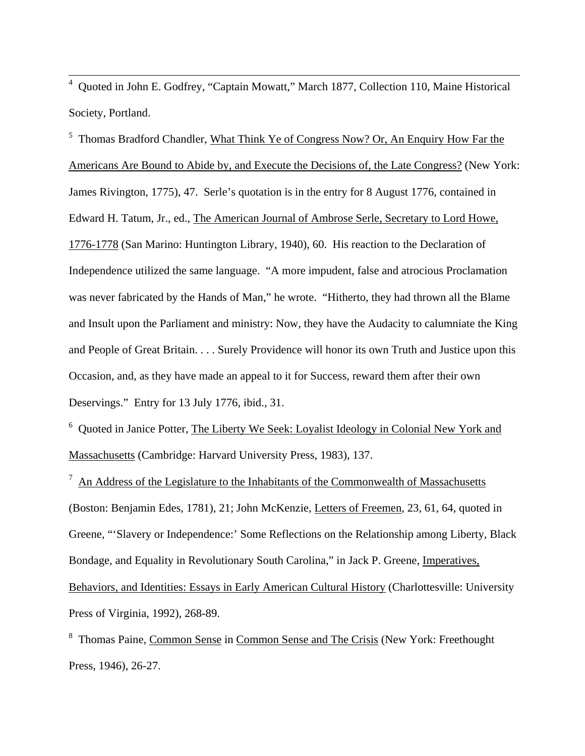[4] Quoted in John E. Godfrey, "Captain Mowatt," March 1877, Collection 110, Maine Historical Society, Portland.

[5] Thomas Bradford Chandler, What Think Ye of Congress Now? Or, An Enquiry How Far the Americans Are Bound to Abide by, and Execute the Decisions of, the Late Congress? (New York: James Rivington, 1775), 47. Serle's quotation is in the entry for 8 August 1776, contained in Edward H. Tatum, Jr., ed., The American Journal of Ambrose Serle, Secretary to Lord Howe, 1776-1778 (San Marino: Huntington Library, 1940), 60. His reaction to the Declaration of Independence utilized the same language. "A more impudent, false and atrocious Proclamation was never fabricated by the Hands of Man," he wrote. "Hitherto, they had thrown all the Blame and Insult upon the Parliament and ministry: Now, they have the Audacity to calumniate the King and People of Great Britain. . . . Surely Providence will honor its own Truth and Justice upon this Occasion, and, as they have made an appeal to it for Success, reward them after their own Deservings." Entry for 13 July 1776, ibid., 31.

[6] Quoted in Janice Potter, The Liberty We Seek: Loyalist Ideology in Colonial New York and Massachusetts (Cambridge: Harvard University Press, 1983), 137.

[7] An Address of the Legislature to the Inhabitants of the Commonwealth of Massachusetts (Boston: Benjamin Edes, 1781), 21; John McKenzie, Letters of Freemen, 23, 61, 64, quoted in Greene, "'Slavery or Independence:' Some Reflections on the Relationship among Liberty, Black Bondage, and Equality in Revolutionary South Carolina," in Jack P. Greene, Imperatives, Behaviors, and Identities: Essays in Early American Cultural History (Charlottesville: University Press of Virginia, 1992), 268-89.

[8] Thomas Paine, Common Sense in Common Sense and The Crisis (New York: Freethought Press, 1946), 26-27.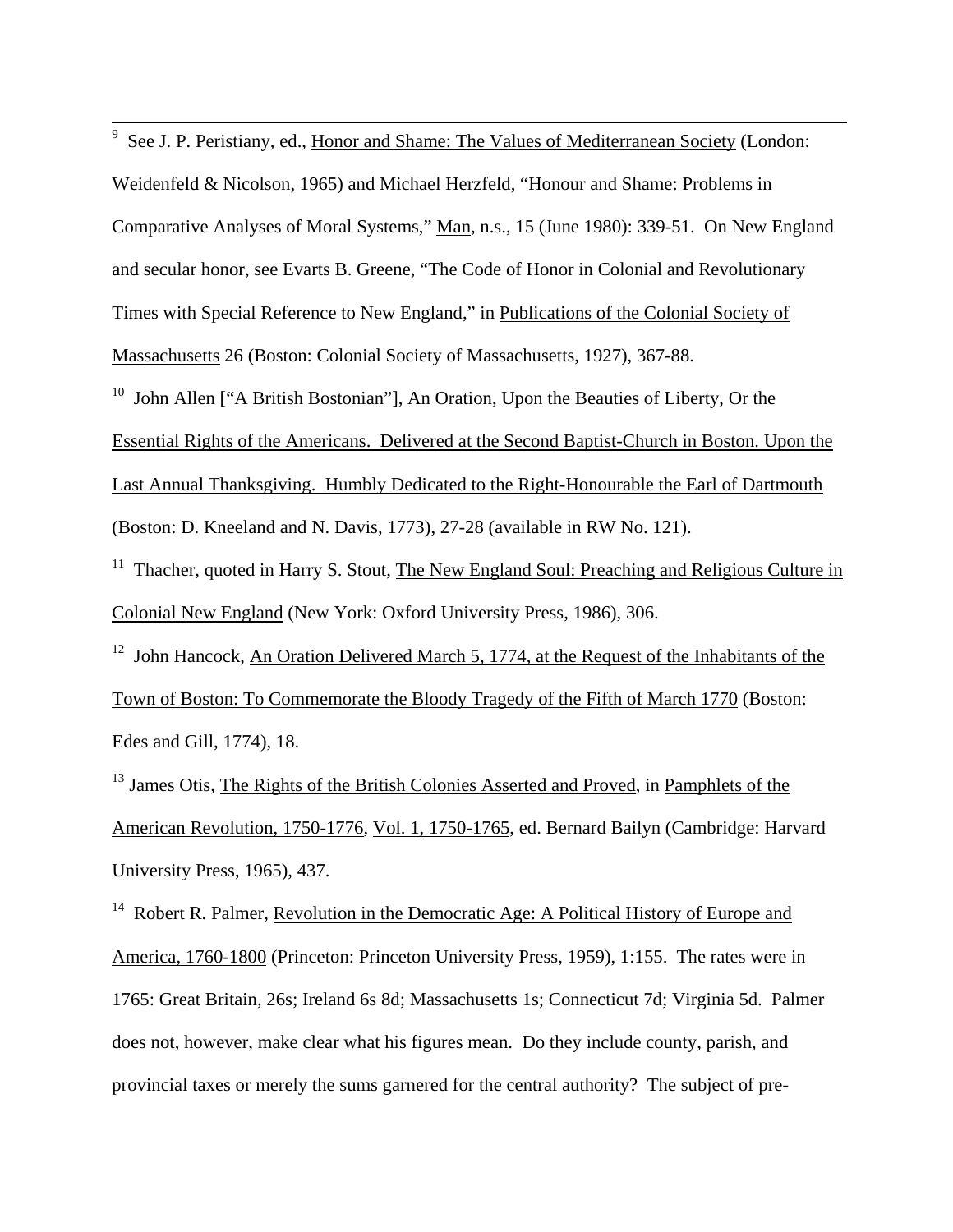[9] See J. P. Peristiany, ed., Honor and Shame: The Values of Mediterranean Society (London: Weidenfeld & Nicolson, 1965) and Michael Herzfeld, "Honour and Shame: Problems in Comparative Analyses of Moral Systems," Man, n.s., 15 (June 1980): 339-51. On New England and secular honor, see Evarts B. Greene, "The Code of Honor in Colonial and Revolutionary Times with Special Reference to New England," in Publications of the Colonial Society of Massachusetts 26 (Boston: Colonial Society of Massachusetts, 1927), 367-88.

[10] John Allen ["A British Bostonian"], An Oration, Upon the Beauties of Liberty, Or the Essential Rights of the Americans. Delivered at the Second Baptist-Church in Boston. Upon the Last Annual Thanksgiving. Humbly Dedicated to the Right-Honourable the Earl of Dartmouth (Boston: D. Kneeland and N. Davis, 1773), 27-28 (available in RW No. 121).

[11] Thacher, quoted in Harry S. Stout, The New England Soul: Preaching and Religious Culture in Colonial New England (New York: Oxford University Press, 1986), 306.

[12] John Hancock, An Oration Delivered March 5, 1774, at the Request of the Inhabitants of the Town of Boston: To Commemorate the Bloody Tragedy of the Fifth of March 1770 (Boston: Edes and Gill, 1774), 18.

[13] James Otis, The Rights of the British Colonies Asserted and Proved, in Pamphlets of the American Revolution, 1750-1776, Vol. 1, 1750-1765, ed. Bernard Bailyn (Cambridge: Harvard University Press, 1965), 437.

[14] Robert R. Palmer, Revolution in the Democratic Age: A Political History of Europe and America, 1760-1800 (Princeton: Princeton University Press, 1959), 1:155. The rates were in 1765: Great Britain, 26s; Ireland 6s 8d; Massachusetts 1s; Connecticut 7d; Virginia 5d. Palmer does not, however, make clear what his figures mean. Do they include county, parish, and provincial taxes or merely the sums garnered for the central authority? The subject of pre-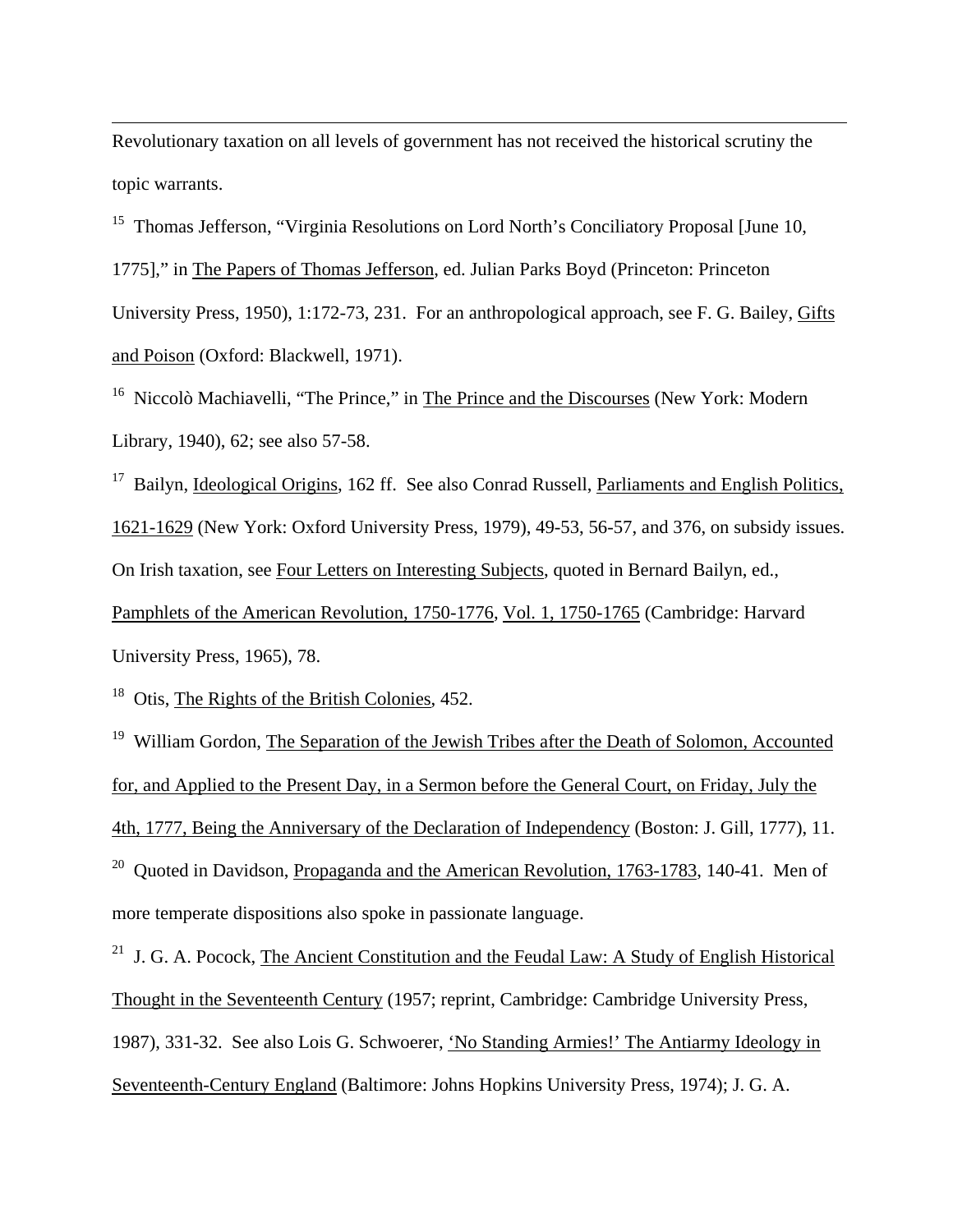Revolutionary taxation on all levels of government has not received the historical scrutiny the topic warrants.

[15] Thomas Jefferson, "Virginia Resolutions on Lord North's Conciliatory Proposal [June 10, 1775]," in The Papers of Thomas Jefferson, ed. Julian Parks Boyd (Princeton: Princeton University Press, 1950), 1:172-73, 231. For an anthropological approach, see F. G. Bailey, Gifts and Poison (Oxford: Blackwell, 1971).

[16] Niccolò Machiavelli, "The Prince," in The Prince and the Discourses (New York: Modern Library, 1940), 62; see also 57-58.

[17] Bailyn, Ideological Origins, 162 ff. See also Conrad Russell, Parliaments and English Politics, 1621-1629 (New York: Oxford University Press, 1979), 49-53, 56-57, and 376, on subsidy issues. On Irish taxation, see Four Letters on Interesting Subjects, quoted in Bernard Bailyn, ed., Pamphlets of the American Revolution, 1750-1776, Vol. 1, 1750-1765 (Cambridge: Harvard University Press, 1965), 78.

[18] Otis, The Rights of the British Colonies, 452.

[19] William Gordon, The Separation of the Jewish Tribes after the Death of Solomon, Accounted for, and Applied to the Present Day, in a Sermon before the General Court, on Friday, July the 4th, 1777, Being the Anniversary of the Declaration of Independency (Boston: J. Gill, 1777), 11.

[20] Quoted in Davidson, Propaganda and the American Revolution, 1763-1783, 140-41. Men of more temperate dispositions also spoke in passionate language.

[21] J. G. A. Pocock, The Ancient Constitution and the Feudal Law: A Study of English Historical Thought in the Seventeenth Century (1957; reprint, Cambridge: Cambridge University Press, 1987), 331-32. See also Lois G. Schwoerer, 'No Standing Armies!' The Antiarmy Ideology in Seventeenth-Century England (Baltimore: Johns Hopkins University Press, 1974); J. G. A.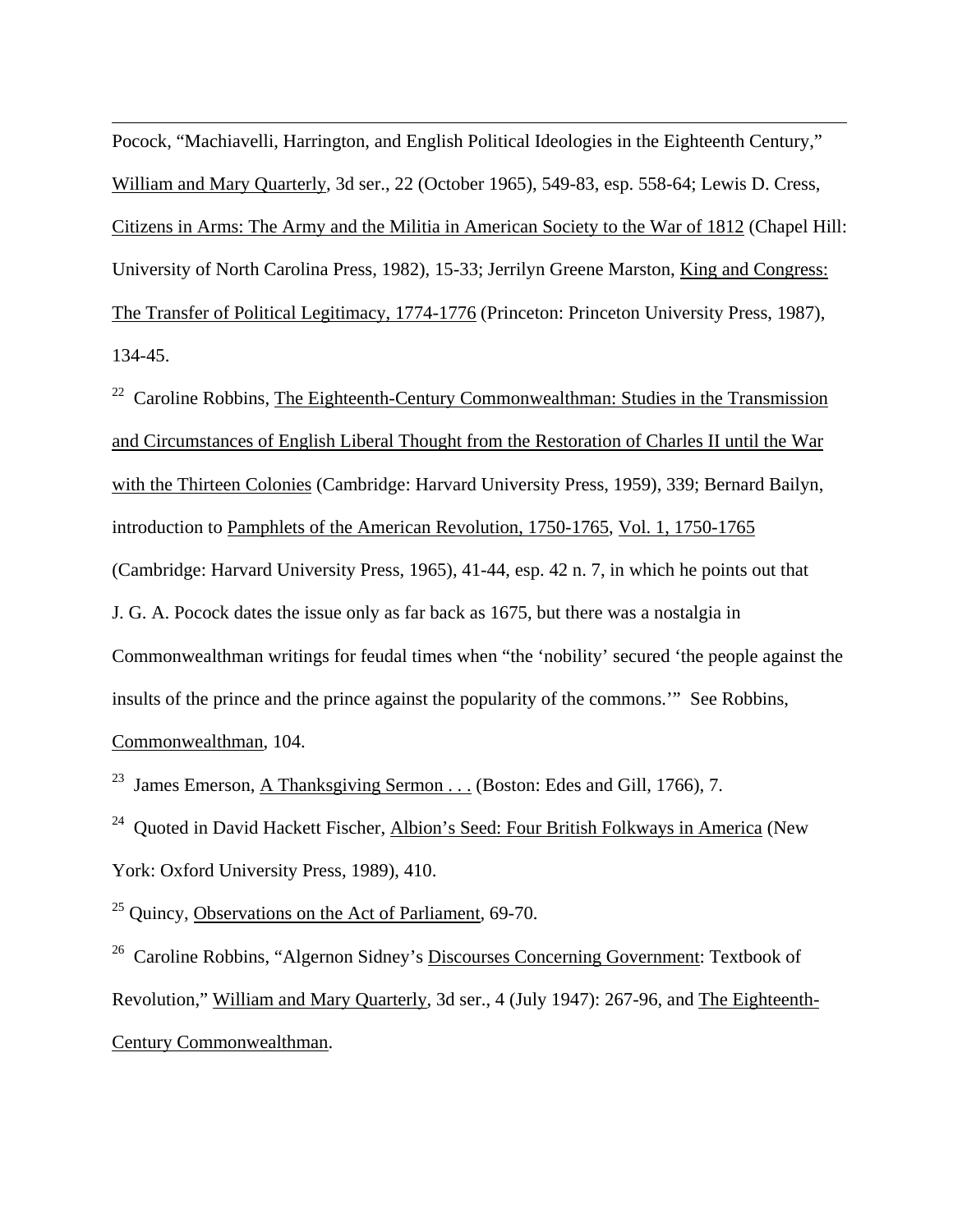Pocock, "Machiavelli, Harrington, and English Political Ideologies in the Eighteenth Century," William and Mary Quarterly, 3d ser., 22 (October 1965), 549-83, esp. 558-64; Lewis D. Cress, Citizens in Arms: The Army and the Militia in American Society to the War of 1812 (Chapel Hill: University of North Carolina Press, 1982), 15-33; Jerrilyn Greene Marston, King and Congress: The Transfer of Political Legitimacy, 1774-1776 (Princeton: Princeton University Press, 1987), 134-45.

[22] Caroline Robbins, The Eighteenth-Century Commonwealthman: Studies in the Transmission and Circumstances of English Liberal Thought from the Restoration of Charles II until the War with the Thirteen Colonies (Cambridge: Harvard University Press, 1959), 339; Bernard Bailyn, introduction to Pamphlets of the American Revolution, 1750-1765, Vol. 1, 1750-1765 (Cambridge: Harvard University Press, 1965), 41-44, esp. 42 n. 7, in which he points out that J. G. A. Pocock dates the issue only as far back as 1675, but there was a nostalgia in Commonwealthman writings for feudal times when "the 'nobility' secured 'the people against the insults of the prince and the prince against the popularity of the commons.'" See Robbins, Commonwealthman, 104.

[23] James Emerson, A Thanksgiving Sermon . . . (Boston: Edes and Gill, 1766), 7.

[24] Quoted in David Hackett Fischer, Albion's Seed: Four British Folkways in America (New York: Oxford University Press, 1989), 410.

[25] Quincy, Observations on the Act of Parliament, 69-70.

[26] Caroline Robbins, "Algernon Sidney's Discourses Concerning Government: Textbook of Revolution," William and Mary Quarterly, 3d ser., 4 (July 1947): 267-96, and The Eighteenth-Century Commonwealthman.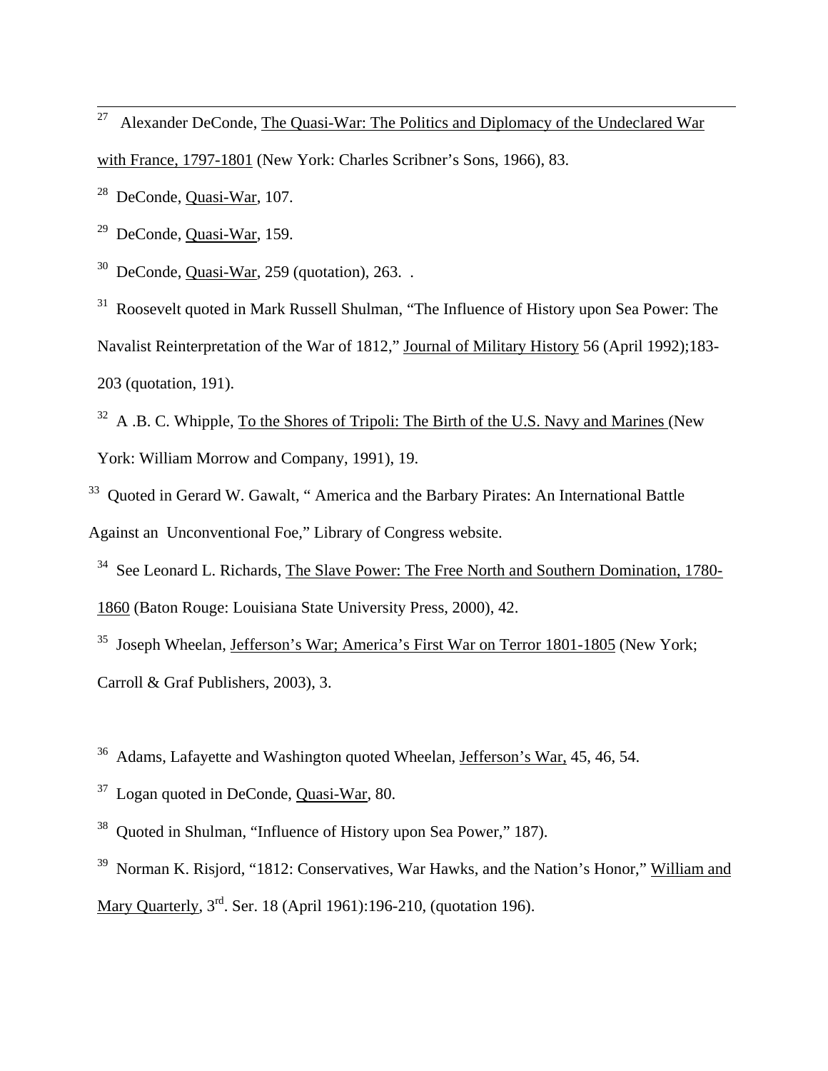[27] Alexander DeConde, The Quasi-War: The Politics and Diplomacy of the Undeclared War with France, 1797-1801 (New York: Charles Scribner's Sons, 1966), 83.

[28] DeConde, Quasi-War, 107.

[29] DeConde, Quasi-War, 159.

[30] DeConde, Quasi-War, 259 (quotation), 263. .

[31] Roosevelt quoted in Mark Russell Shulman, "The Influence of History upon Sea Power: The Navalist Reinterpretation of the War of 1812," Journal of Military History 56 (April 1992);183-203 (quotation, 191).

[32] A .B. C. Whipple, To the Shores of Tripoli: The Birth of the U.S. Navy and Marines (New York: William Morrow and Company, 1991), 19.

[33] Quoted in Gerard W. Gawalt, " America and the Barbary Pirates: An International Battle Against an Unconventional Foe," Library of Congress website.

[34] See Leonard L. Richards, The Slave Power: The Free North and Southern Domination, 1780-1860 (Baton Rouge: Louisiana State University Press, 2000), 42.

[35] Joseph Wheelan, Jefferson's War; America's First War on Terror 1801-1805 (New York; Carroll & Graf Publishers, 2003), 3.

[36] Adams, Lafayette and Washington quoted Wheelan, Jefferson's War, 45, 46, 54.

[37] Logan quoted in DeConde, Quasi-War, 80.

[38] Quoted in Shulman, "Influence of History upon Sea Power," 187).

[39] Norman K. Risjord, "1812: Conservatives, War Hawks, and the Nation's Honor," William and Mary Quarterly, 3rd. Ser. 18 (April 1961):196-210, (quotation 196).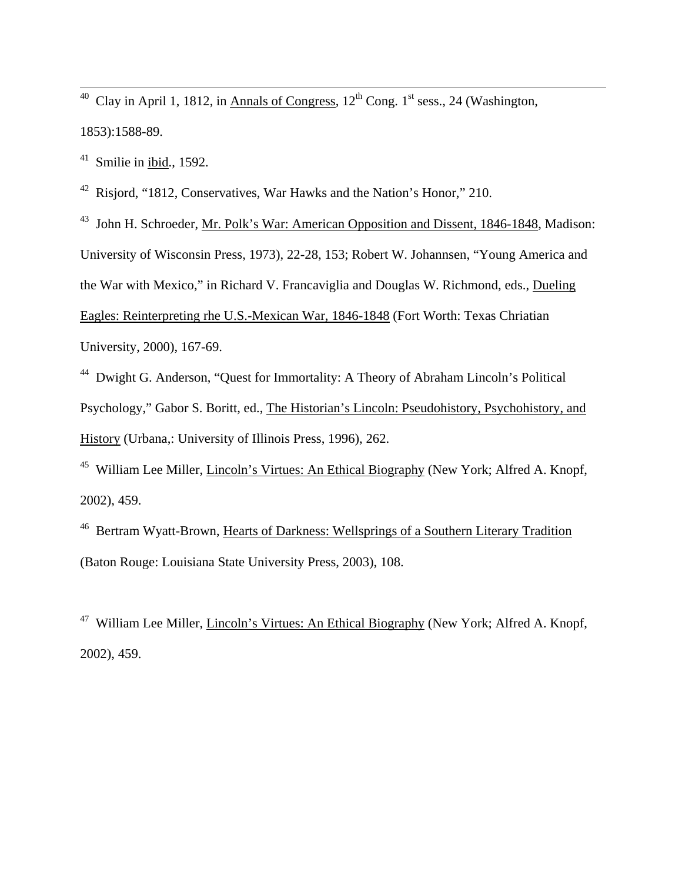[40] Clay in April 1, 1812, in Annals of Congress, 12th Cong. 1st sess., 24 (Washington, 1853):1588-89.

[41] Smilie in ibid., 1592.

[42] Risjord, "1812, Conservatives, War Hawks and the Nation's Honor," 210.

[43] John H. Schroeder, Mr. Polk's War: American Opposition and Dissent, 1846-1848, Madison: University of Wisconsin Press, 1973), 22-28, 153; Robert W. Johannsen, "Young America and the War with Mexico," in Richard V. Francaviglia and Douglas W. Richmond, eds., Dueling Eagles: Reinterpreting rhe U.S.-Mexican War, 1846-1848 (Fort Worth: Texas Chriatian University, 2000), 167-69.

[44] Dwight G. Anderson, "Quest for Immortality: A Theory of Abraham Lincoln's Political Psychology," Gabor S. Boritt, ed., The Historian's Lincoln: Pseudohistory, Psychohistory, and History (Urbana,: University of Illinois Press, 1996), 262.

[45] William Lee Miller, Lincoln's Virtues: An Ethical Biography (New York; Alfred A. Knopf, 2002), 459.

[46] Bertram Wyatt-Brown, Hearts of Darkness: Wellsprings of a Southern Literary Tradition (Baton Rouge: Louisiana State University Press, 2003), 108.

[47] William Lee Miller, Lincoln's Virtues: An Ethical Biography (New York; Alfred A. Knopf, 2002), 459.